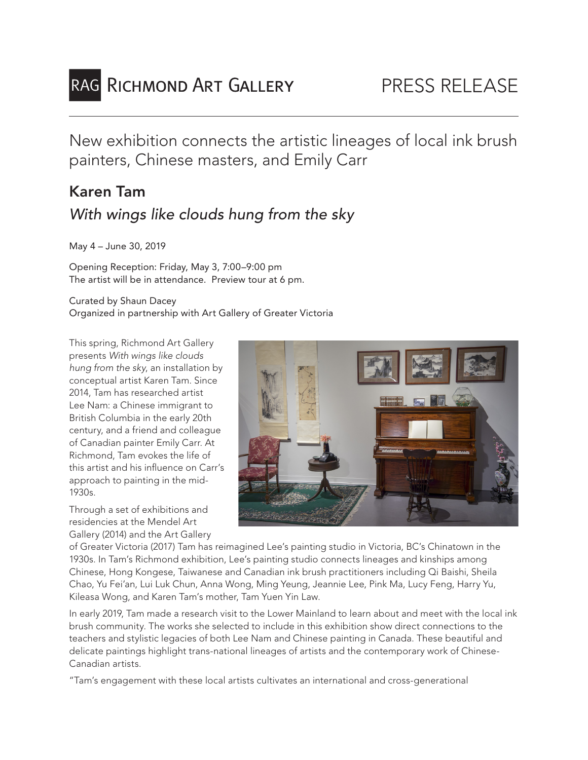RAG Richmond Art Gallery

PRESS RELEASE

# New exhibition connects the artistic lineages of local ink brush painters, Chinese masters, and Emily Carr

## Karen Tam

### *With wings like clouds hung from the sky*

May 4 – June 30, 2019

Opening Reception: Friday, May 3, 7:00–9:00 pm
The artist will be in attendance. Preview tour at 6 pm.

Curated by Shaun Dacey
Organized in partnership with Art Gallery of Greater Victoria

This spring, Richmond Art Gallery presents *With wings like clouds hung from the sky*, an installation by conceptual artist Karen Tam. Since 2014, Tam has researched artist Lee Nam: a Chinese immigrant to British Columbia in the early 20th century, and a friend and colleague of Canadian painter Emily Carr. At Richmond, Tam evokes the life of this artist and his influence on Carr's approach to painting in the mid-1930s.

Through a set of exhibitions and residencies at the Mendel Art Gallery (2014) and the Art Gallery of Greater Victoria (2017) Tam has reimagined Lee's painting studio in Victoria, BC's Chinatown in the 1930s. In Tam's Richmond exhibition, Lee's painting studio connects lineages and kinships among Chinese, Hong Kongese, Taiwanese and Canadian ink brush practitioners including Qi Baishi, Sheila Chao, Yu Fei'an, Lui Luk Chun, Anna Wong, Ming Yeung, Jeannie Lee, Pink Ma, Lucy Feng, Harry Yu, Kileasa Wong, and Karen Tam's mother, Tam Yuen Yin Law.

In early 2019, Tam made a research visit to the Lower Mainland to learn about and meet with the local ink brush community. The works she selected to include in this exhibition show direct connections to the teachers and stylistic legacies of both Lee Nam and Chinese painting in Canada. These beautiful and delicate paintings highlight trans-national lineages of artists and the contemporary work of Chinese-Canadian artists.

"Tam's engagement with these local artists cultivates an international and cross-generational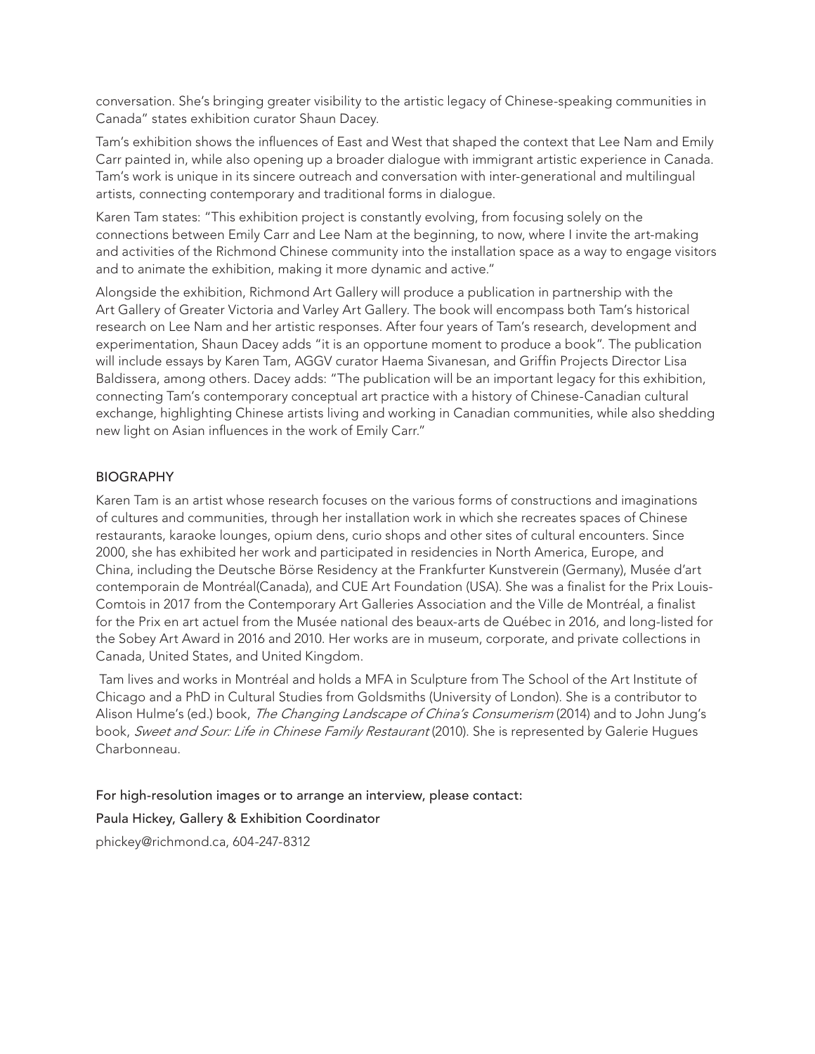conversation. She's bringing greater visibility to the artistic legacy of Chinese-speaking communities in Canada" states exhibition curator Shaun Dacey.

Tam's exhibition shows the influences of East and West that shaped the context that Lee Nam and Emily Carr painted in, while also opening up a broader dialogue with immigrant artistic experience in Canada. Tam's work is unique in its sincere outreach and conversation with inter-generational and multilingual artists, connecting contemporary and traditional forms in dialogue.

Karen Tam states: "This exhibition project is constantly evolving, from focusing solely on the connections between Emily Carr and Lee Nam at the beginning, to now, where I invite the art-making and activities of the Richmond Chinese community into the installation space as a way to engage visitors and to animate the exhibition, making it more dynamic and active."

Alongside the exhibition, Richmond Art Gallery will produce a publication in partnership with the Art Gallery of Greater Victoria and Varley Art Gallery. The book will encompass both Tam's historical research on Lee Nam and her artistic responses. After four years of Tam's research, development and experimentation, Shaun Dacey adds "it is an opportune moment to produce a book". The publication will include essays by Karen Tam, AGGV curator Haema Sivanesan, and Griffin Projects Director Lisa Baldissera, among others. Dacey adds: "The publication will be an important legacy for this exhibition, connecting Tam's contemporary conceptual art practice with a history of Chinese-Canadian cultural exchange, highlighting Chinese artists living and working in Canadian communities, while also shedding new light on Asian influences in the work of Emily Carr."

## BIOGRAPHY

Karen Tam is an artist whose research focuses on the various forms of constructions and imaginations of cultures and communities, through her installation work in which she recreates spaces of Chinese restaurants, karaoke lounges, opium dens, curio shops and other sites of cultural encounters. Since 2000, she has exhibited her work and participated in residencies in North America, Europe, and China, including the Deutsche Börse Residency at the Frankfurter Kunstverein (Germany), Musée d'art contemporain de Montréal(Canada), and CUE Art Foundation (USA). She was a finalist for the Prix Louis-Comtois in 2017 from the Contemporary Art Galleries Association and the Ville de Montréal, a finalist for the Prix en art actuel from the Musée national des beaux-arts de Québec in 2016, and long-listed for the Sobey Art Award in 2016 and 2010. Her works are in museum, corporate, and private collections in Canada, United States, and United Kingdom.

Tam lives and works in Montréal and holds a MFA in Sculpture from The School of the Art Institute of Chicago and a PhD in Cultural Studies from Goldsmiths (University of London). She is a contributor to Alison Hulme's (ed.) book, *The Changing Landscape of China's Consumerism* (2014) and to John Jung's book, *Sweet and Sour: Life in Chinese Family Restaurant* (2010). She is represented by Galerie Hugues Charbonneau.

For high-resolution images or to arrange an interview, please contact:

Paula Hickey, Gallery & Exhibition Coordinator

phickey@richmond.ca, 604-247-8312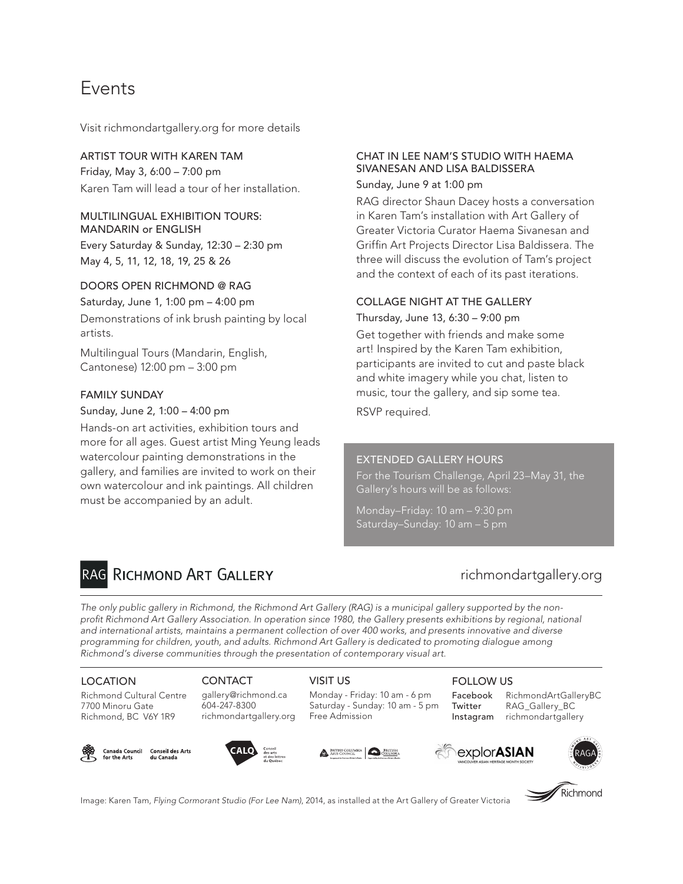# Events

Visit richmondartgallery.org for more details

### ARTIST TOUR WITH KAREN TAM

Friday, May 3, 6:00 – 7:00 pm

Karen Tam will lead a tour of her installation.

### MULTILINGUAL EXHIBITION TOURS: MANDARIN or ENGLISH

Every Saturday & Sunday, 12:30 – 2:30 pm

May 4, 5, 11, 12, 18, 19, 25 & 26

### DOORS OPEN RICHMOND @ RAG

Saturday, June 1, 1:00 pm – 4:00 pm

Demonstrations of ink brush painting by local artists.

Multilingual Tours (Mandarin, English, Cantonese) 12:00 pm – 3:00 pm

### FAMILY SUNDAY

Sunday, June 2, 1:00 – 4:00 pm

Hands-on art activities, exhibition tours and more for all ages. Guest artist Ming Yeung leads watercolour painting demonstrations in the gallery, and families are invited to work on their own watercolour and ink paintings. All children must be accompanied by an adult.

### CHAT IN LEE NAM'S STUDIO WITH HAEMA SIVANESAN AND LISA BALDISSERA

Sunday, June 9 at 1:00 pm

RAG director Shaun Dacey hosts a conversation in Karen Tam's installation with Art Gallery of Greater Victoria Curator Haema Sivanesan and Griffin Art Projects Director Lisa Baldissera. The three will discuss the evolution of Tam's project and the context of each of its past iterations.

### COLLAGE NIGHT AT THE GALLERY

Thursday, June 13, 6:30 – 9:00 pm

Get together with friends and make some art! Inspired by the Karen Tam exhibition, participants are invited to cut and paste black and white imagery while you chat, listen to music, tour the gallery, and sip some tea.

RSVP required.

### EXTENDED GALLERY HOURS

For the Tourism Challenge, April 23–May 31, the Gallery's hours will be as follows:

Monday–Friday: 10 am – 9:30 pm
Saturday–Sunday: 10 am – 5 pm

## RAG Richmond Art Gallery

richmondartgallery.org

*The only public gallery in Richmond, the Richmond Art Gallery (RAG) is a municipal gallery supported by the non-profit Richmond Art Gallery Association. In operation since 1980, the Gallery presents exhibitions by regional, national and international artists, maintains a permanent collection of over 400 works, and presents innovative and diverse programming for children, youth, and adults. Richmond Art Gallery is dedicated to promoting dialogue among Richmond's diverse communities through the presentation of contemporary visual art.*

**LOCATION**
Richmond Cultural Centre
7700 Minoru Gate
Richmond, BC V6Y 1R9

**CONTACT**
gallery@richmond.ca
604-247-8300
richmondartgallery.org

**VISIT US**
Monday - Friday: 10 am - 6 pm
Saturday - Sunday: 10 am - 5 pm
Free Admission

**FOLLOW US**
Facebook RichmondArtGalleryBC
Twitter RAG_Gallery_BC
Instagram richmondartgallery

Canada Council for the Arts | Conseil des Arts du Canada | CALQ Conseil des arts et des lettres du Québec | British Columbia Arts Council | British Columbia | explorASIAN Vancouver Asian Heritage Month Society | RAGA | Richmond

Image: Karen Tam, *Flying Cormorant Studio (For Lee Nam)*, 2014, as installed at the Art Gallery of Greater Victoria